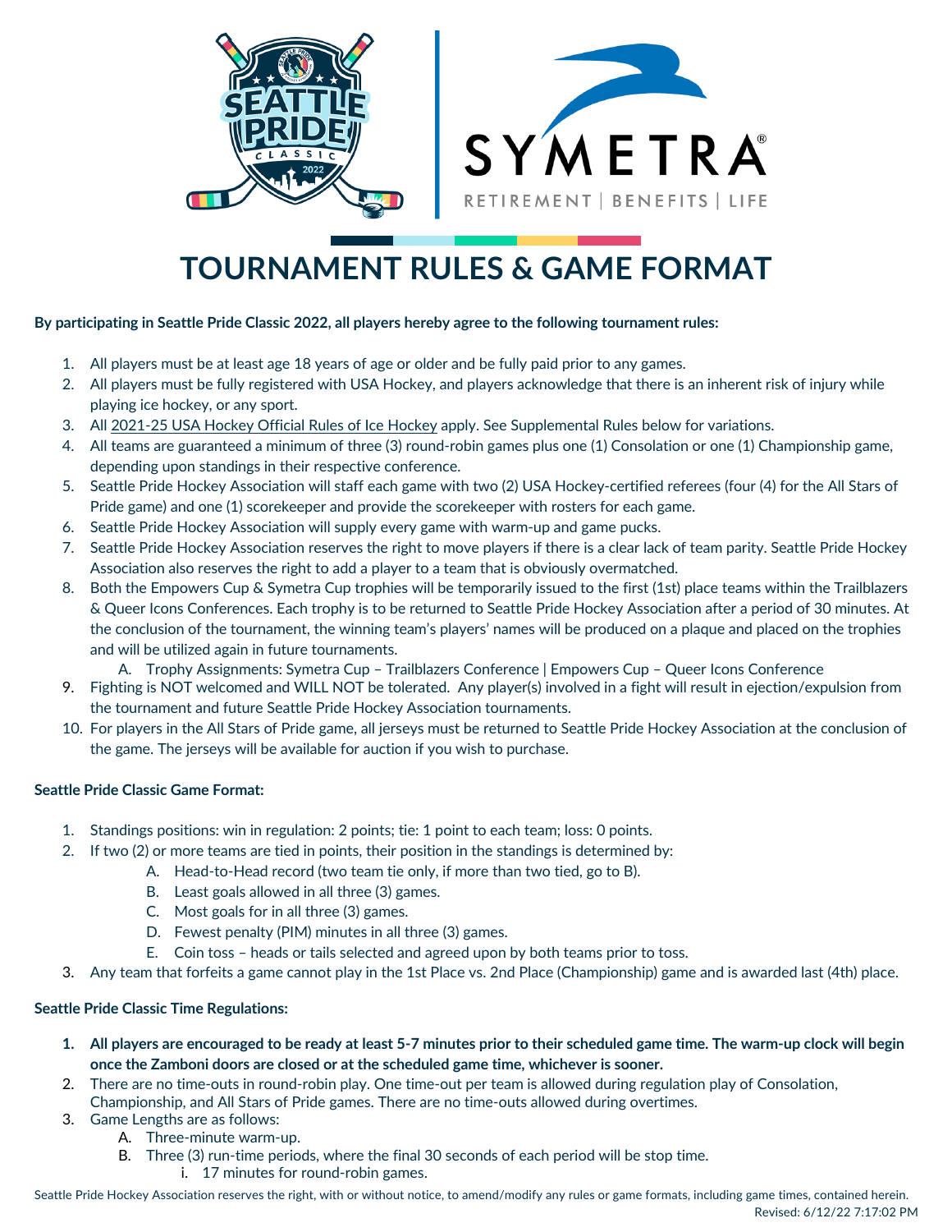# TOURNAMENT RULES & GAME FORMAT

**By participating in Seattle Pride Classic 2022, all players hereby agree to the following tournament rules:**

1. All players must be at least age 18 years of age or older and be fully paid prior to any games.
2. All players must be fully registered with USA Hockey, and players acknowledge that there is an inherent risk of injury while playing ice hockey, or any sport.
3. All 2021-25 USA Hockey Official Rules of Ice Hockey apply. See Supplemental Rules below for variations.
4. All teams are guaranteed a minimum of three (3) round-robin games plus one (1) Consolation or one (1) Championship game, depending upon standings in their respective conference.
5. Seattle Pride Hockey Association will staff each game with two (2) USA Hockey-certified referees (four (4) for the All Stars of Pride game) and one (1) scorekeeper and provide the scorekeeper with rosters for each game.
6. Seattle Pride Hockey Association will supply every game with warm-up and game pucks.
7. Seattle Pride Hockey Association reserves the right to move players if there is a clear lack of team parity. Seattle Pride Hockey Association also reserves the right to add a player to a team that is obviously overmatched.
8. Both the Empowers Cup & Symetra Cup trophies will be temporarily issued to the first (1st) place teams within the Trailblazers & Queer Icons Conferences. Each trophy is to be returned to Seattle Pride Hockey Association after a period of 30 minutes. At the conclusion of the tournament, the winning team's players' names will be produced on a plaque and placed on the trophies and will be utilized again in future tournaments.
   A. Trophy Assignments: Symetra Cup – Trailblazers Conference | Empowers Cup – Queer Icons Conference
9. Fighting is NOT welcomed and WILL NOT be tolerated. Any player(s) involved in a fight will result in ejection/expulsion from the tournament and future Seattle Pride Hockey Association tournaments.
10. For players in the All Stars of Pride game, all jerseys must be returned to Seattle Pride Hockey Association at the conclusion of the game. The jerseys will be available for auction if you wish to purchase.

**Seattle Pride Classic Game Format:**

1. Standings positions: win in regulation: 2 points; tie: 1 point to each team; loss: 0 points.
2. If two (2) or more teams are tied in points, their position in the standings is determined by:
   A. Head-to-Head record (two team tie only, if more than two tied, go to B).
   B. Least goals allowed in all three (3) games.
   C. Most goals for in all three (3) games.
   D. Fewest penalty (PIM) minutes in all three (3) games.
   E. Coin toss – heads or tails selected and agreed upon by both teams prior to toss.
3. Any team that forfeits a game cannot play in the 1st Place vs. 2nd Place (Championship) game and is awarded last (4th) place.

**Seattle Pride Classic Time Regulations:**

1. **All players are encouraged to be ready at least 5-7 minutes prior to their scheduled game time. The warm-up clock will begin once the Zamboni doors are closed or at the scheduled game time, whichever is sooner.**
2. There are no time-outs in round-robin play. One time-out per team is allowed during regulation play of Consolation, Championship, and All Stars of Pride games. There are no time-outs allowed during overtimes.
3. Game Lengths are as follows:
   A. Three-minute warm-up.
   B. Three (3) run-time periods, where the final 30 seconds of each period will be stop time.
      i. 17 minutes for round-robin games.

Seattle Pride Hockey Association reserves the right, with or without notice, to amend/modify any rules or game formats, including game times, contained herein.

Revised: 6/12/22 7:17:02 PM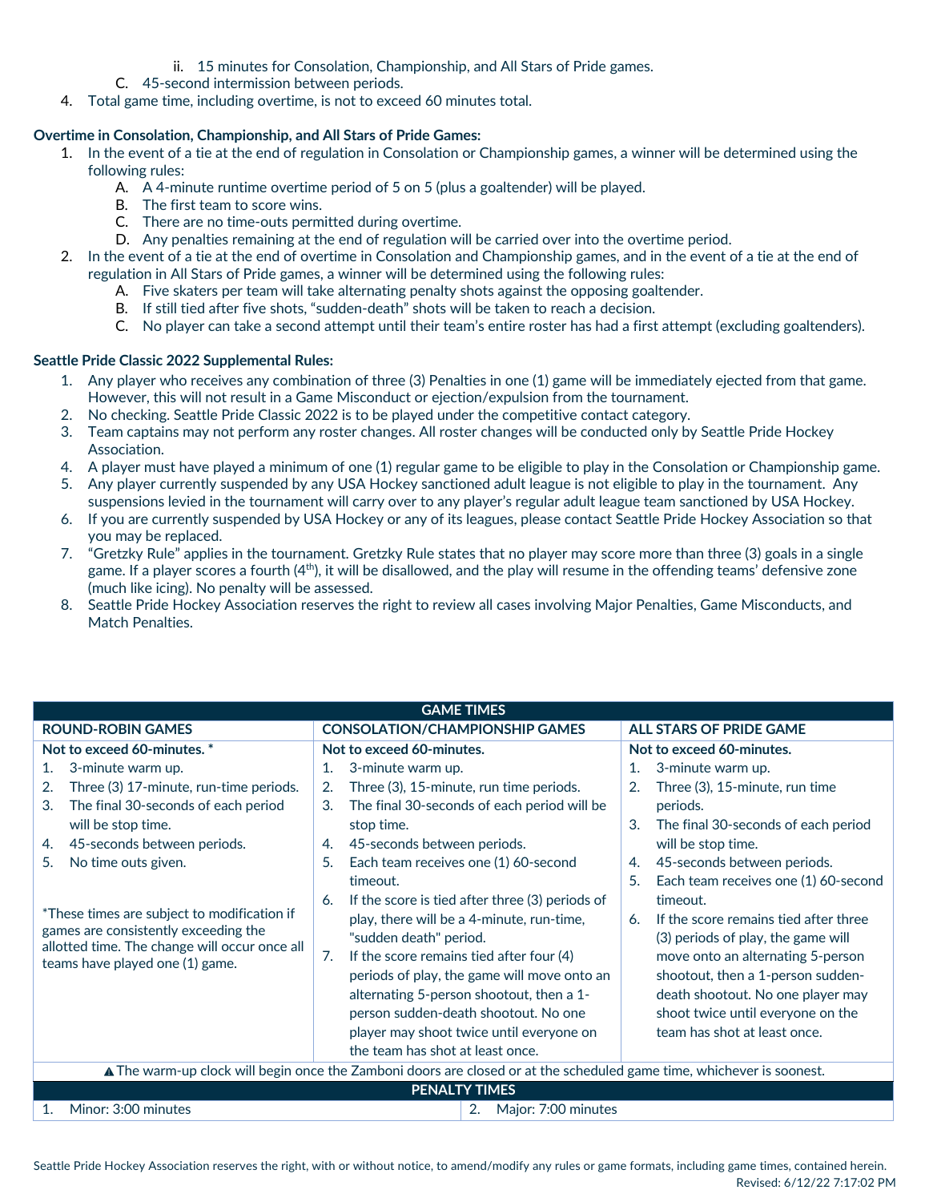ii. 15 minutes for Consolation, Championship, and All Stars of Pride games.

   C. 45-second intermission between periods.

4. Total game time, including overtime, is not to exceed 60 minutes total.

**Overtime in Consolation, Championship, and All Stars of Pride Games:**

1. In the event of a tie at the end of regulation in Consolation or Championship games, a winner will be determined using the following rules:
   A. A 4-minute runtime overtime period of 5 on 5 (plus a goaltender) will be played.
   B. The first team to score wins.
   C. There are no time-outs permitted during overtime.
   D. Any penalties remaining at the end of regulation will be carried over into the overtime period.
2. In the event of a tie at the end of overtime in Consolation and Championship games, and in the event of a tie at the end of regulation in All Stars of Pride games, a winner will be determined using the following rules:
   A. Five skaters per team will take alternating penalty shots against the opposing goaltender.
   B. If still tied after five shots, "sudden-death" shots will be taken to reach a decision.
   C. No player can take a second attempt until their team's entire roster has had a first attempt (excluding goaltenders).

**Seattle Pride Classic 2022 Supplemental Rules:**

1. Any player who receives any combination of three (3) Penalties in one (1) game will be immediately ejected from that game. However, this will not result in a Game Misconduct or ejection/expulsion from the tournament.
2. No checking. Seattle Pride Classic 2022 is to be played under the competitive contact category.
3. Team captains may not perform any roster changes. All roster changes will be conducted only by Seattle Pride Hockey Association.
4. A player must have played a minimum of one (1) regular game to be eligible to play in the Consolation or Championship game.
5. Any player currently suspended by any USA Hockey sanctioned adult league is not eligible to play in the tournament. Any suspensions levied in the tournament will carry over to any player's regular adult league team sanctioned by USA Hockey.
6. If you are currently suspended by USA Hockey or any of its leagues, please contact Seattle Pride Hockey Association so that you may be replaced.
7. "Gretzky Rule" applies in the tournament. Gretzky Rule states that no player may score more than three (3) goals in a single game. If a player scores a fourth (4th), it will be disallowed, and the play will resume in the offending teams' defensive zone (much like icing). No penalty will be assessed.
8. Seattle Pride Hockey Association reserves the right to review all cases involving Major Penalties, Game Misconducts, and Match Penalties.

| GAME TIMES | | |
|---|---|---|
| **ROUND-ROBIN GAMES** | **CONSOLATION/CHAMPIONSHIP GAMES** | **ALL STARS OF PRIDE GAME** |
| **Not to exceed 60-minutes. \*** <br> 1. 3-minute warm up. <br> 2. Three (3) 17-minute, run-time periods. <br> 3. The final 30-seconds of each period will be stop time. <br> 4. 45-seconds between periods. <br> 5. No time outs given. <br><br> \*These times are subject to modification if games are consistently exceeding the allotted time. The change will occur once all teams have played one (1) game. | **Not to exceed 60-minutes.** <br> 1. 3-minute warm up. <br> 2. Three (3), 15-minute, run time periods. <br> 3. The final 30-seconds of each period will be stop time. <br> 4. 45-seconds between periods. <br> 5. Each team receives one (1) 60-second timeout. <br> 6. If the score is tied after three (3) periods of play, there will be a 4-minute, run-time, "sudden death" period. <br> 7. If the score remains tied after four (4) periods of play, the game will move onto an alternating 5-person shootout, then a 1-person sudden-death shootout. No one player may shoot twice until everyone on the team has shot at least once. | **Not to exceed 60-minutes.** <br> 1. 3-minute warm up. <br> 2. Three (3), 15-minute, run time periods. <br> 3. The final 30-seconds of each period will be stop time. <br> 4. 45-seconds between periods. <br> 5. Each team receives one (1) 60-second timeout. <br> 6. If the score remains tied after three (3) periods of play, the game will move onto an alternating 5-person shootout, then a 1-person sudden-death shootout. No one player may shoot twice until everyone on the team has shot at least once. |
| ▲ The warm-up clock will begin once the Zamboni doors are closed or at the scheduled game time, whichever is soonest. | | |

| PENALTY TIMES | |
|---|---|
| 1. Minor: 3:00 minutes | 2. Major: 7:00 minutes |

Seattle Pride Hockey Association reserves the right, with or without notice, to amend/modify any rules or game formats, including game times, contained herein.

Revised: 6/12/22 7:17:02 PM